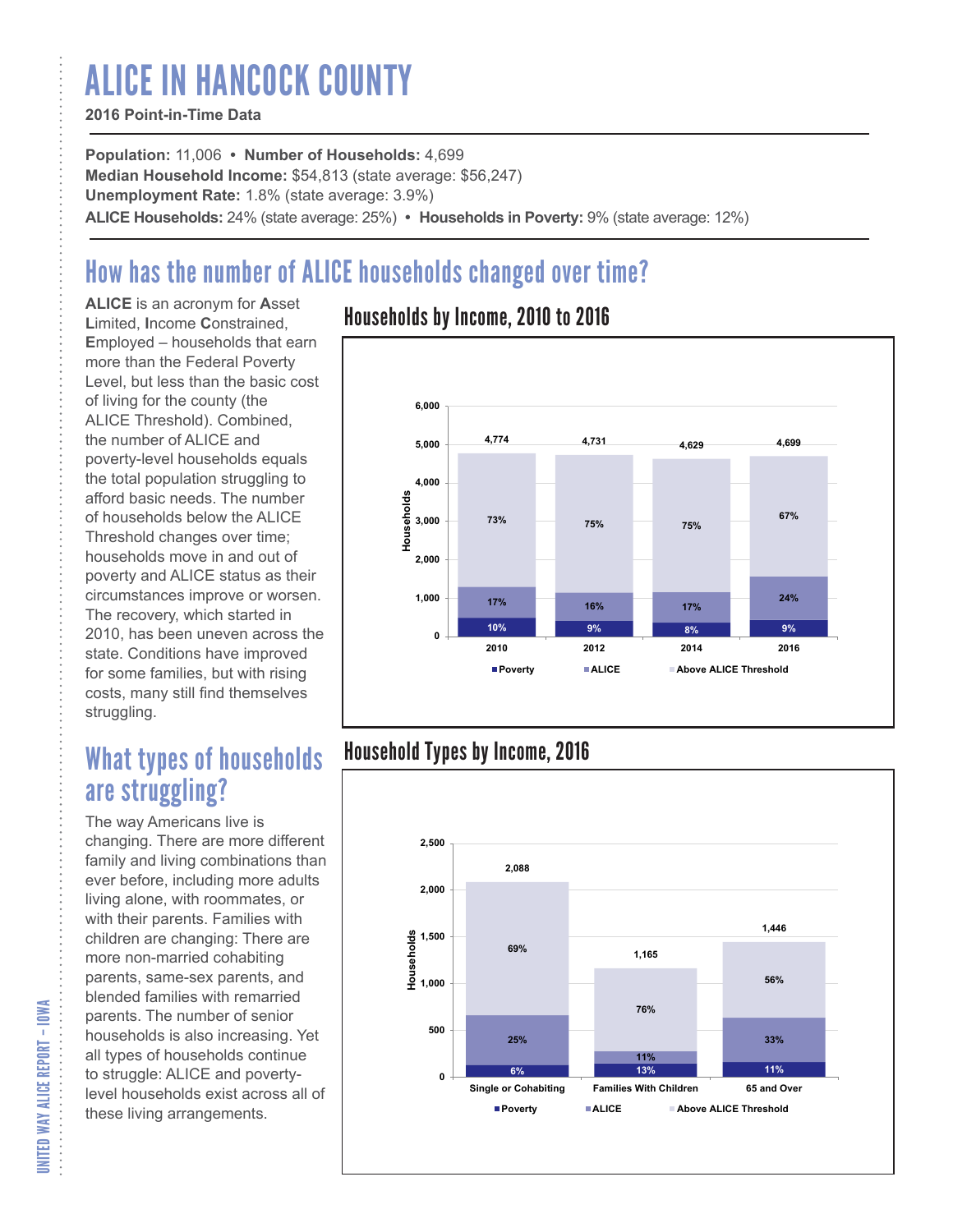# ALICE IN HANCOCK COUNTY

**2016 Point-in-Time Data**

**Population:** 11,006 • **Number of Households:** 4,699
**Median Household Income:** $54,813 (state average: $56,247)
**Unemployment Rate:** 1.8% (state average: 3.9%)
**ALICE Households:** 24% (state average: 25%) • **Households in Poverty:** 9% (state average: 12%)

## How has the number of ALICE households changed over time?

**ALICE** is an acronym for **A**sset **L**imited, **I**ncome **C**onstrained, **E**mployed – households that earn more than the Federal Poverty Level, but less than the basic cost of living for the county (the ALICE Threshold). Combined, the number of ALICE and poverty-level households equals the total population struggling to afford basic needs. The number of households below the ALICE Threshold changes over time; households move in and out of poverty and ALICE status as their circumstances improve or worsen. The recovery, which started in 2010, has been uneven across the state. Conditions have improved for some families, but with rising costs, many still find themselves struggling.

### Households by Income, 2010 to 2016

| Year | Total Households | Poverty | ALICE | Above ALICE Threshold |
|---|---|---|---|---|
| 2010 | 4,774 | 10% | 17% | 73% |
| 2012 | 4,731 | 9% | 16% | 75% |
| 2014 | 4,629 | 8% | 17% | 75% |
| 2016 | 4,699 | 9% | 24% | 67% |

## What types of households are struggling?

The way Americans live is changing. There are more different family and living combinations than ever before, including more adults living alone, with roommates, or with their parents. Families with children are changing: There are more non-married cohabiting parents, same-sex parents, and blended families with remarried parents. The number of senior households is also increasing. Yet all types of households continue to struggle: ALICE and poverty-level households exist across all of these living arrangements.

### Household Types by Income, 2016

| Household Type | Total Households | Poverty | ALICE | Above ALICE Threshold |
|---|---|---|---|---|
| Single or Cohabiting | 2,088 | 6% | 25% | 69% |
| Families With Children | 1,165 | 13% | 11% | 76% |
| 65 and Over | 1,446 | 11% | 33% | 56% |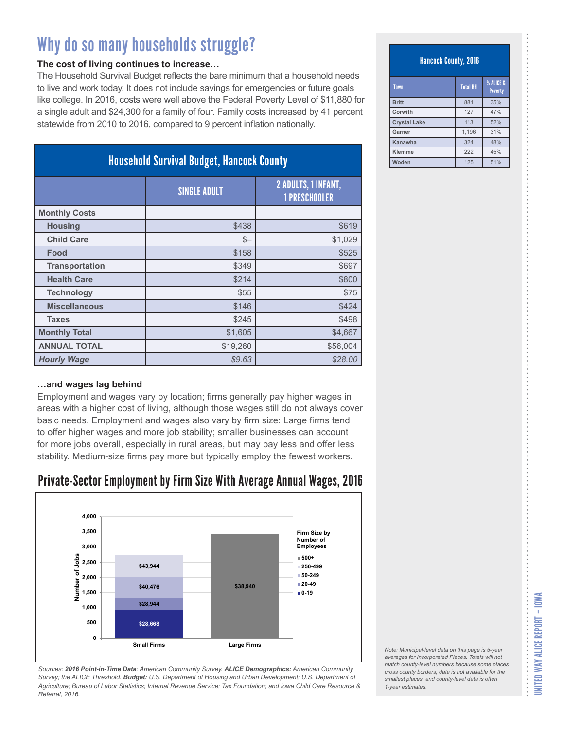# Why do so many households struggle?

**The cost of living continues to increase…**

The Household Survival Budget reflects the bare minimum that a household needs to live and work today. It does not include savings for emergencies or future goals like college. In 2016, costs were well above the Federal Poverty Level of $11,880 for a single adult and $24,300 for a family of four. Family costs increased by 41 percent statewide from 2010 to 2016, compared to 9 percent inflation nationally.

## Household Survival Budget, Hancock County

| | SINGLE ADULT | 2 ADULTS, 1 INFANT, 1 PRESCHOOLER |
|---|---|---|
| **Monthly Costs** | | |
| **Housing** | $438 | $619 |
| **Child Care** | $– | $1,029 |
| **Food** | $158 | $525 |
| **Transportation** | $349 | $697 |
| **Health Care** | $214 | $800 |
| **Technology** | $55 | $75 |
| **Miscellaneous** | $146 | $424 |
| **Taxes** | $245 | $498 |
| **Monthly Total** | $1,605 | $4,667 |
| **ANNUAL TOTAL** | $19,260 | $56,004 |
| ***Hourly Wage*** | *$9.63* | *$28.00* |

**…and wages lag behind**

Employment and wages vary by location; firms generally pay higher wages in areas with a higher cost of living, although those wages still do not always cover basic needs. Employment and wages also vary by firm size: Large firms tend to offer higher wages and more job stability; smaller businesses can account for more jobs overall, especially in rural areas, but may pay less and offer less stability. Medium-size firms pay more but typically employ the fewest workers.

## Private-Sector Employment by Firm Size With Average Annual Wages, 2016

Number of Jobs
4,000
3,500
3,000
2,500
2,000
1,500
1,000
500
0

Small Firms: $43,944; $40,476; $28,944; $28,668
Large Firms: $38,940

Firm Size by Number of Employees
500+
250-499
50-249
20-49
0-19

*Sources: **2016 Point-in-Time Data**: American Community Survey. **ALICE Demographics:** American Community Survey; the ALICE Threshold. **Budget:** U.S. Department of Housing and Urban Development; U.S. Department of Agriculture; Bureau of Labor Statistics; Internal Revenue Service; Tax Foundation; and Iowa Child Care Resource & Referral, 2016.*

## Hancock County, 2016

| Town | Total HH | % ALICE & Poverty |
|---|---|---|
| Britt | 881 | 35% |
| Corwith | 127 | 47% |
| Crystal Lake | 113 | 52% |
| Garner | 1,196 | 31% |
| Kanawha | 324 | 48% |
| Klemme | 222 | 45% |
| Woden | 125 | 51% |

*Note: Municipal-level data on this page is 5-year averages for Incorporated Places. Totals will not match county-level numbers because some places cross county borders, data is not available for the smallest places, and county-level data is often 1-year estimates.*